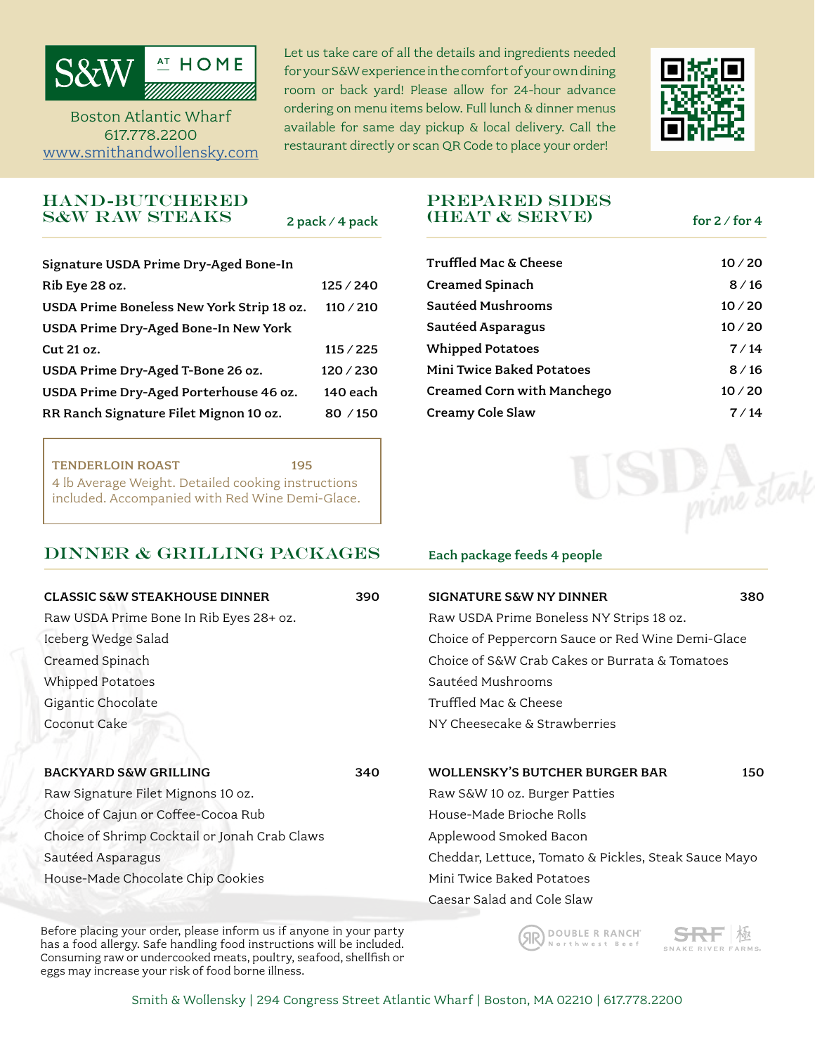# S&W AT HOME

Boston Atlantic Wharf
617.778.2200
www.smithandwollensky.com

Let us take care of all the details and ingredients needed for your S&W experience in the comfort of your own dining room or back yard! Please allow for 24-hour advance ordering on menu items below. Full lunch & dinner menus available for same day pickup & local delivery. Call the restaurant directly or scan QR Code to place your order!

## HAND-BUTCHERED S&W RAW STEAKS

| | 2 pack / 4 pack |
|---|---|
| Signature USDA Prime Dry-Aged Bone-In Rib Eye 28 oz. | 125 / 240 |
| USDA Prime Boneless New York Strip 18 oz. | 110 / 210 |
| USDA Prime Dry-Aged Bone-In New York Cut 21 oz. | 115 / 225 |
| USDA Prime Dry-Aged T-Bone 26 oz. | 120 / 230 |
| USDA Prime Dry-Aged Porterhouse 46 oz. | 140 each |
| RR Ranch Signature Filet Mignon 10 oz. | 80 / 150 |

**TENDERLOIN ROAST** 195
4 lb Average Weight. Detailed cooking instructions included. Accompanied with Red Wine Demi-Glace.

## PREPARED SIDES (HEAT & SERVE)

| | for 2 / for 4 |
|---|---|
| Truffled Mac & Cheese | 10 / 20 |
| Creamed Spinach | 8 / 16 |
| Sautéed Mushrooms | 10 / 20 |
| Sautéed Asparagus | 10 / 20 |
| Whipped Potatoes | 7 / 14 |
| Mini Twice Baked Potatoes | 8 / 16 |
| Creamed Corn with Manchego | 10 / 20 |
| Creamy Cole Slaw | 7 / 14 |

## DINNER & GRILLING PACKAGES

Each package feeds 4 people

**CLASSIC S&W STEAKHOUSE DINNER** 390
- Raw USDA Prime Bone In Rib Eyes 28+ oz.
- Iceberg Wedge Salad
- Creamed Spinach
- Whipped Potatoes
- Gigantic Chocolate
- Coconut Cake

**BACKYARD S&W GRILLING** 340
- Raw Signature Filet Mignons 10 oz.
- Choice of Cajun or Coffee-Cocoa Rub
- Choice of Shrimp Cocktail or Jonah Crab Claws
- Sautéed Asparagus
- House-Made Chocolate Chip Cookies

**SIGNATURE S&W NY DINNER** 380
- Raw USDA Prime Boneless NY Strips 18 oz.
- Choice of Peppercorn Sauce or Red Wine Demi-Glace
- Choice of S&W Crab Cakes or Burrata & Tomatoes
- Sautéed Mushrooms
- Truffled Mac & Cheese
- NY Cheesecake & Strawberries

**WOLLENSKY'S BUTCHER BURGER BAR** 150
- Raw S&W 10 oz. Burger Patties
- House-Made Brioche Rolls
- Applewood Smoked Bacon
- Cheddar, Lettuce, Tomato & Pickles, Steak Sauce Mayo
- Mini Twice Baked Potatoes
- Caesar Salad and Cole Slaw

Before placing your order, please inform us if anyone in your party has a food allergy. Safe handling food instructions will be included. Consuming raw or undercooked meats, poultry, seafood, shellfish or eggs may increase your risk of food borne illness.

DOUBLE R RANCH Northwest Beef | SRF 極 SNAKE RIVER FARMS

Smith & Wollensky | 294 Congress Street Atlantic Wharf | Boston, MA 02210 | 617.778.2200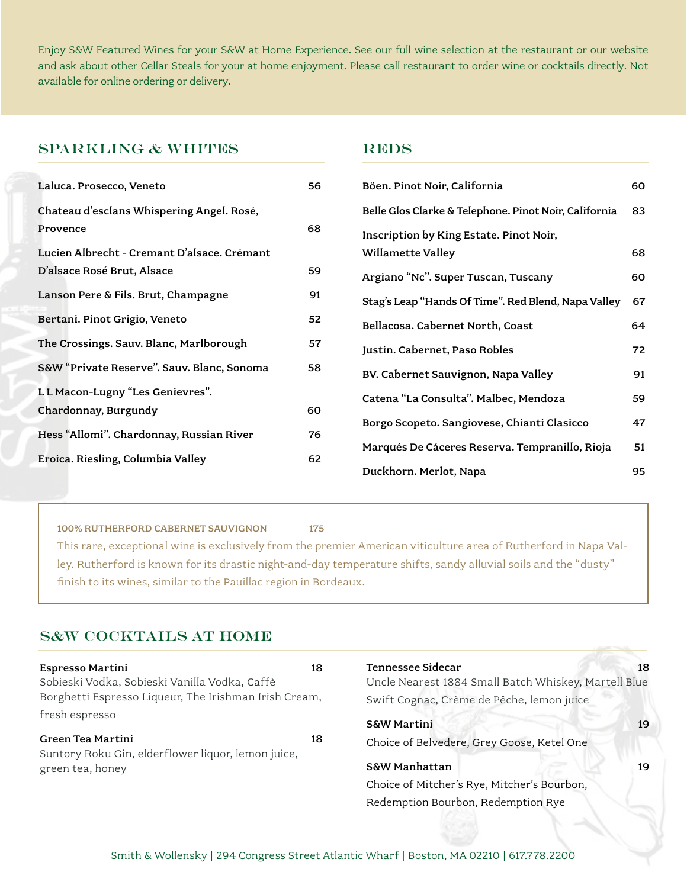Enjoy S&W Featured Wines for your S&W at Home Experience. See our full wine selection at the restaurant or our website and ask about other Cellar Steals for your at home enjoyment. Please call restaurant to order wine or cocktails directly. Not available for online ordering or delivery.

## SPARKLING & WHITES

| | |
|---|---|
| **Laluca. Prosecco, Veneto** | 56 |
| **Chateau d'esclans Whispering Angel. Rosé, Provence** | 68 |
| **Lucien Albrecht - Cremant D'alsace. Crémant D'alsace Rosé Brut, Alsace** | 59 |
| **Lanson Pere & Fils. Brut, Champagne** | 91 |
| **Bertani. Pinot Grigio, Veneto** | 52 |
| **The Crossings. Sauv. Blanc, Marlborough** | 57 |
| **S&W "Private Reserve". Sauv. Blanc, Sonoma** | 58 |
| **L L Macon-Lugny "Les Genievres". Chardonnay, Burgundy** | 60 |
| **Hess "Allomi". Chardonnay, Russian River** | 76 |
| **Eroica. Riesling, Columbia Valley** | 62 |

## REDS

| | |
|---|---|
| **Böen. Pinot Noir, California** | 60 |
| **Belle Glos Clarke & Telephone. Pinot Noir, California** | 83 |
| **Inscription by King Estate. Pinot Noir, Willamette Valley** | 68 |
| **Argiano "Nc". Super Tuscan, Tuscany** | 60 |
| **Stag's Leap "Hands Of Time". Red Blend, Napa Valley** | 67 |
| **Bellacosa. Cabernet North, Coast** | 64 |
| **Justin. Cabernet, Paso Robles** | 72 |
| **BV. Cabernet Sauvignon, Napa Valley** | 91 |
| **Catena "La Consulta". Malbec, Mendoza** | 59 |
| **Borgo Scopeto. Sangiovese, Chianti Clasicco** | 47 |
| **Marqués De Cáceres Reserva. Tempranillo, Rioja** | 51 |
| **Duckhorn. Merlot, Napa** | 95 |

**100% RUTHERFORD CABERNET SAUVIGNON** 175

This rare, exceptional wine is exclusively from the premier American viticulture area of Rutherford in Napa Valley. Rutherford is known for its drastic night-and-day temperature shifts, sandy alluvial soils and the "dusty" finish to its wines, similar to the Pauillac region in Bordeaux.

## S&W COCKTAILS AT HOME

**Espresso Martini** 18
Sobieski Vodka, Sobieski Vanilla Vodka, Caffè Borghetti Espresso Liqueur, The Irishman Irish Cream, fresh espresso

**Green Tea Martini** 18
Suntory Roku Gin, elderflower liquor, lemon juice, green tea, honey

**Tennessee Sidecar** 18
Uncle Nearest 1884 Small Batch Whiskey, Martell Blue Swift Cognac, Crème de Pêche, lemon juice

**S&W Martini** 19
Choice of Belvedere, Grey Goose, Ketel One

**S&W Manhattan** 19
Choice of Mitcher's Rye, Mitcher's Bourbon, Redemption Bourbon, Redemption Rye

Smith & Wollensky | 294 Congress Street Atlantic Wharf | Boston, MA 02210 | 617.778.2200